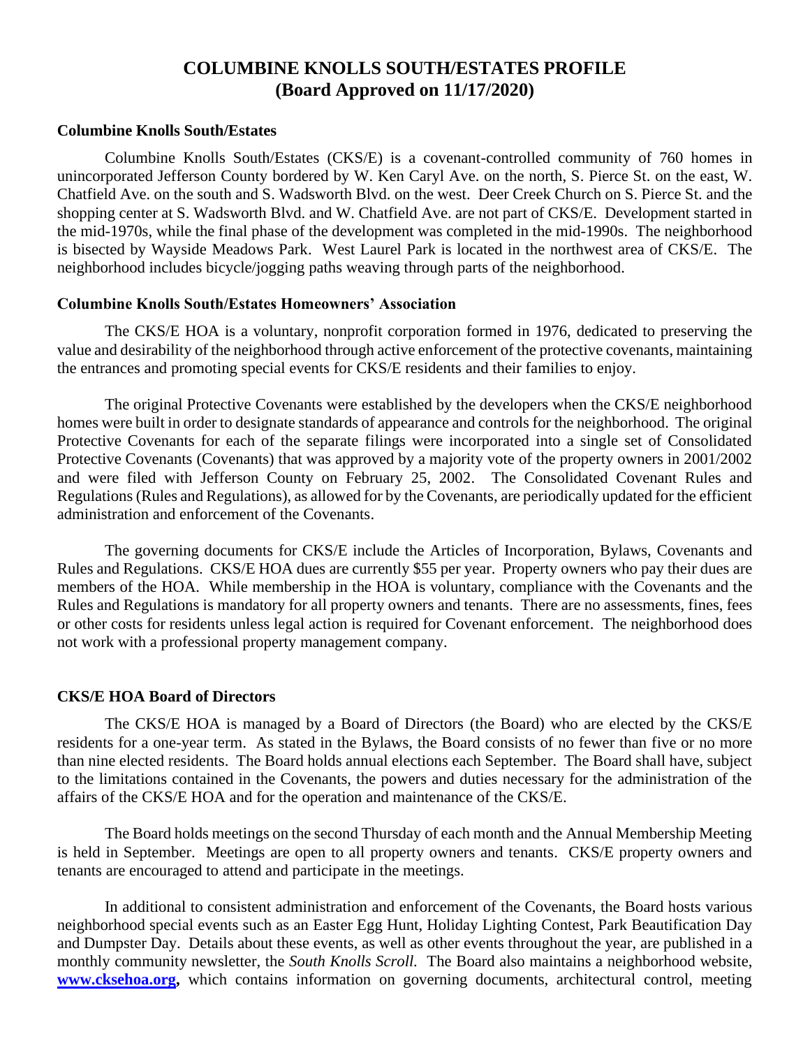# COLUMBINE KNOLLS SOUTH/ESTATES PROFILE
# (Board Approved on 11/17/2020)

### Columbine Knolls South/Estates

Columbine Knolls South/Estates (CKS/E) is a covenant-controlled community of 760 homes in unincorporated Jefferson County bordered by W. Ken Caryl Ave. on the north, S. Pierce St. on the east, W. Chatfield Ave. on the south and S. Wadsworth Blvd. on the west. Deer Creek Church on S. Pierce St. and the shopping center at S. Wadsworth Blvd. and W. Chatfield Ave. are not part of CKS/E. Development started in the mid-1970s, while the final phase of the development was completed in the mid-1990s. The neighborhood is bisected by Wayside Meadows Park. West Laurel Park is located in the northwest area of CKS/E. The neighborhood includes bicycle/jogging paths weaving through parts of the neighborhood.

### Columbine Knolls South/Estates Homeowners' Association

The CKS/E HOA is a voluntary, nonprofit corporation formed in 1976, dedicated to preserving the value and desirability of the neighborhood through active enforcement of the protective covenants, maintaining the entrances and promoting special events for CKS/E residents and their families to enjoy.

The original Protective Covenants were established by the developers when the CKS/E neighborhood homes were built in order to designate standards of appearance and controls for the neighborhood. The original Protective Covenants for each of the separate filings were incorporated into a single set of Consolidated Protective Covenants (Covenants) that was approved by a majority vote of the property owners in 2001/2002 and were filed with Jefferson County on February 25, 2002. The Consolidated Covenant Rules and Regulations (Rules and Regulations), as allowed for by the Covenants, are periodically updated for the efficient administration and enforcement of the Covenants.

The governing documents for CKS/E include the Articles of Incorporation, Bylaws, Covenants and Rules and Regulations. CKS/E HOA dues are currently $55 per year. Property owners who pay their dues are members of the HOA. While membership in the HOA is voluntary, compliance with the Covenants and the Rules and Regulations is mandatory for all property owners and tenants. There are no assessments, fines, fees or other costs for residents unless legal action is required for Covenant enforcement. The neighborhood does not work with a professional property management company.

### CKS/E HOA Board of Directors

The CKS/E HOA is managed by a Board of Directors (the Board) who are elected by the CKS/E residents for a one-year term. As stated in the Bylaws, the Board consists of no fewer than five or no more than nine elected residents. The Board holds annual elections each September. The Board shall have, subject to the limitations contained in the Covenants, the powers and duties necessary for the administration of the affairs of the CKS/E HOA and for the operation and maintenance of the CKS/E.

The Board holds meetings on the second Thursday of each month and the Annual Membership Meeting is held in September. Meetings are open to all property owners and tenants. CKS/E property owners and tenants are encouraged to attend and participate in the meetings.

In additional to consistent administration and enforcement of the Covenants, the Board hosts various neighborhood special events such as an Easter Egg Hunt, Holiday Lighting Contest, Park Beautification Day and Dumpster Day. Details about these events, as well as other events throughout the year, are published in a monthly community newsletter, the *South Knolls Scroll.* The Board also maintains a neighborhood website, **[www.cksehoa.org](http://www.cksehoa.org),** which contains information on governing documents, architectural control, meeting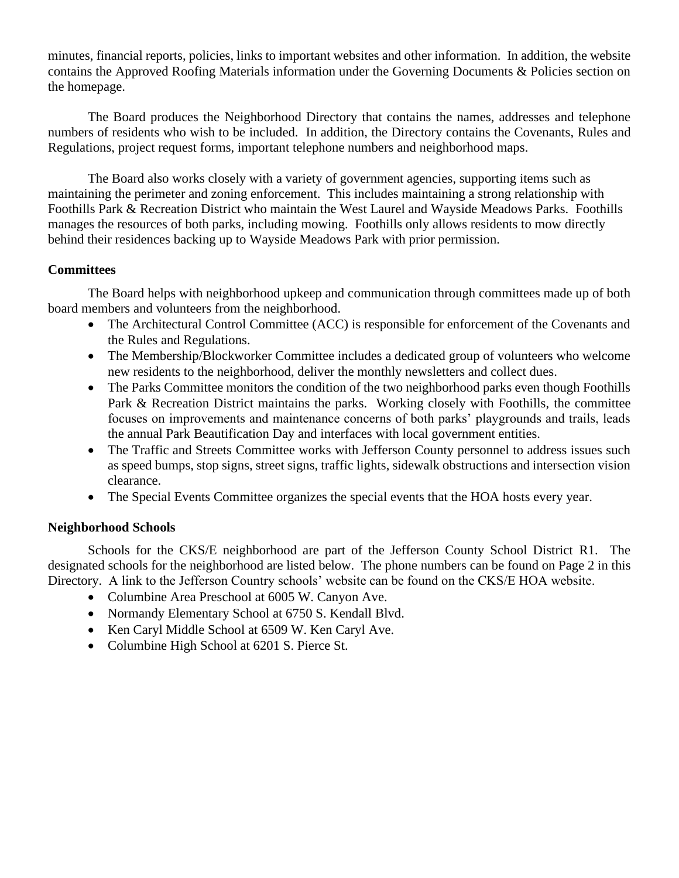minutes, financial reports, policies, links to important websites and other information. In addition, the website contains the Approved Roofing Materials information under the Governing Documents & Policies section on the homepage.

The Board produces the Neighborhood Directory that contains the names, addresses and telephone numbers of residents who wish to be included. In addition, the Directory contains the Covenants, Rules and Regulations, project request forms, important telephone numbers and neighborhood maps.

The Board also works closely with a variety of government agencies, supporting items such as maintaining the perimeter and zoning enforcement. This includes maintaining a strong relationship with Foothills Park & Recreation District who maintain the West Laurel and Wayside Meadows Parks. Foothills manages the resources of both parks, including mowing. Foothills only allows residents to mow directly behind their residences backing up to Wayside Meadows Park with prior permission.

**Committees**

The Board helps with neighborhood upkeep and communication through committees made up of both board members and volunteers from the neighborhood.

- The Architectural Control Committee (ACC) is responsible for enforcement of the Covenants and the Rules and Regulations.
- The Membership/Blockworker Committee includes a dedicated group of volunteers who welcome new residents to the neighborhood, deliver the monthly newsletters and collect dues.
- The Parks Committee monitors the condition of the two neighborhood parks even though Foothills Park & Recreation District maintains the parks. Working closely with Foothills, the committee focuses on improvements and maintenance concerns of both parks' playgrounds and trails, leads the annual Park Beautification Day and interfaces with local government entities.
- The Traffic and Streets Committee works with Jefferson County personnel to address issues such as speed bumps, stop signs, street signs, traffic lights, sidewalk obstructions and intersection vision clearance.
- The Special Events Committee organizes the special events that the HOA hosts every year.

**Neighborhood Schools**

Schools for the CKS/E neighborhood are part of the Jefferson County School District R1. The designated schools for the neighborhood are listed below. The phone numbers can be found on Page 2 in this Directory. A link to the Jefferson Country schools' website can be found on the CKS/E HOA website.

- Columbine Area Preschool at 6005 W. Canyon Ave.
- Normandy Elementary School at 6750 S. Kendall Blvd.
- Ken Caryl Middle School at 6509 W. Ken Caryl Ave.
- Columbine High School at 6201 S. Pierce St.